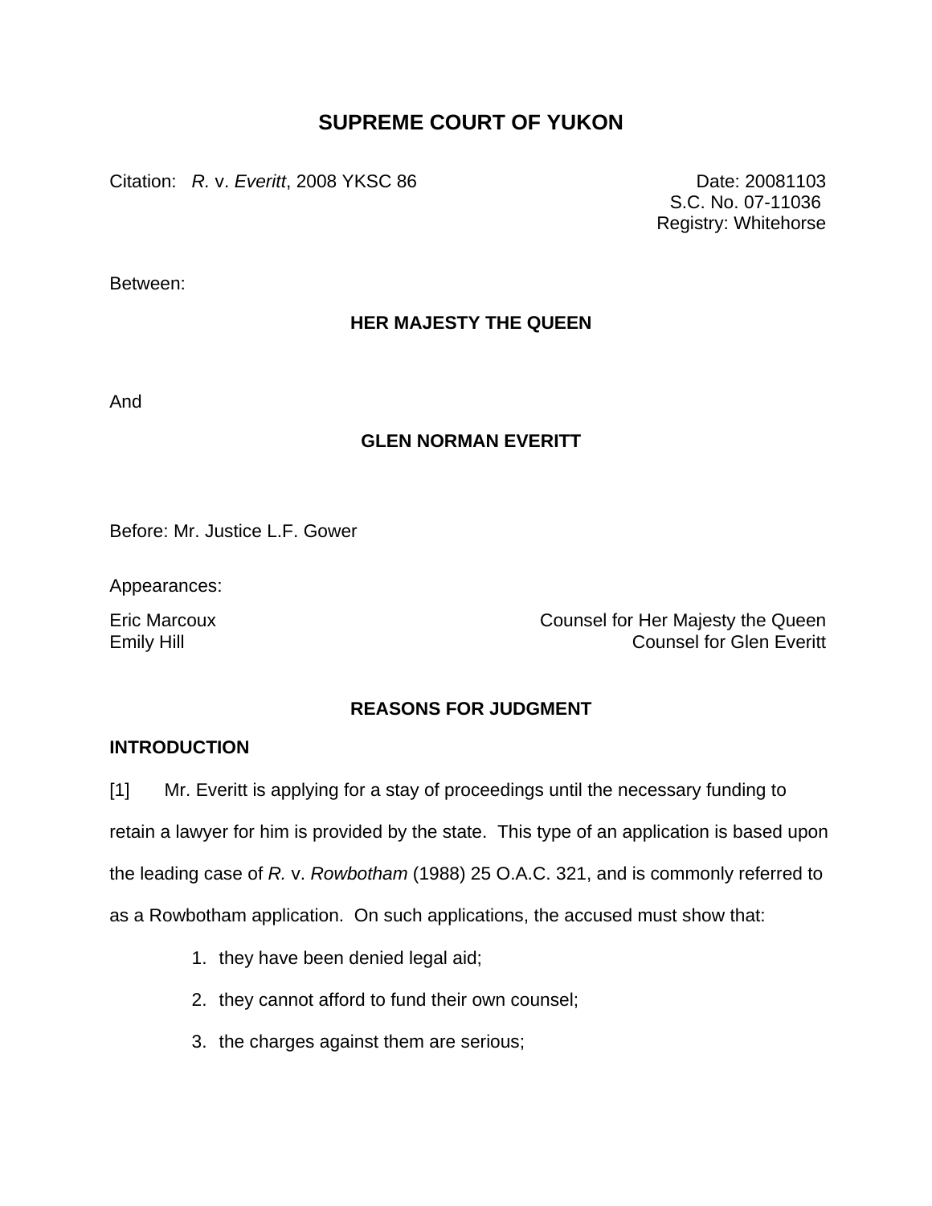# SUPREME COURT OF YUKON

Citation: *R.* v. *Everitt*, 2008 YKSC 86

Date: 20081103
S.C. No. 07-11036
Registry: Whitehorse

Between:

**HER MAJESTY THE QUEEN**

And

**GLEN NORMAN EVERITT**

Before: Mr. Justice L.F. Gower

Appearances:

Eric Marcoux — Counsel for Her Majesty the Queen
Emily Hill — Counsel for Glen Everitt

## REASONS FOR JUDGMENT

### INTRODUCTION

[1] Mr. Everitt is applying for a stay of proceedings until the necessary funding to retain a lawyer for him is provided by the state. This type of an application is based upon the leading case of *R.* v. *Rowbotham* (1988) 25 O.A.C. 321, and is commonly referred to as a Rowbotham application. On such applications, the accused must show that:

1. they have been denied legal aid;
2. they cannot afford to fund their own counsel;
3. the charges against them are serious;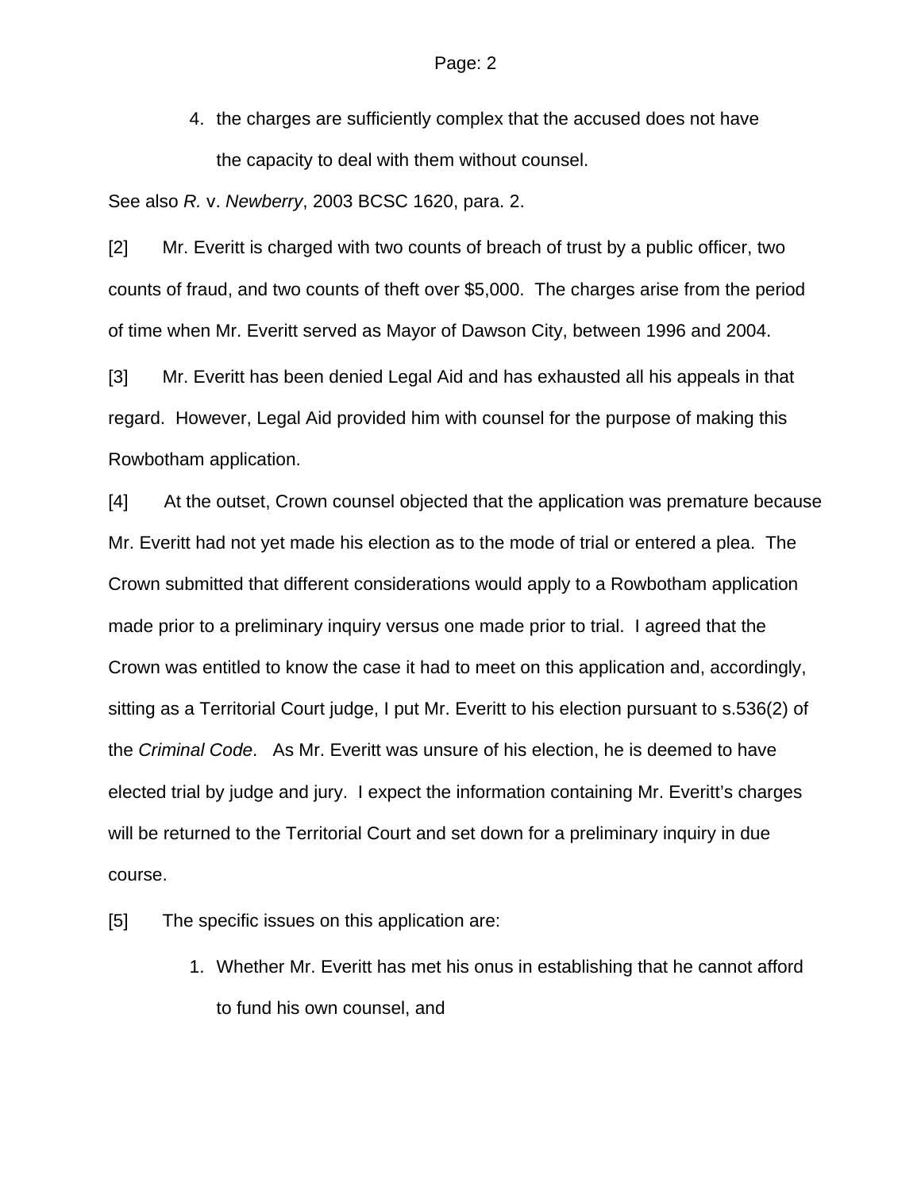4. the charges are sufficiently complex that the accused does not have the capacity to deal with them without counsel.

See also *R.* v. *Newberry*, 2003 BCSC 1620, para. 2.

[2] Mr. Everitt is charged with two counts of breach of trust by a public officer, two counts of fraud, and two counts of theft over $5,000. The charges arise from the period of time when Mr. Everitt served as Mayor of Dawson City, between 1996 and 2004.

[3] Mr. Everitt has been denied Legal Aid and has exhausted all his appeals in that regard. However, Legal Aid provided him with counsel for the purpose of making this Rowbotham application.

[4] At the outset, Crown counsel objected that the application was premature because Mr. Everitt had not yet made his election as to the mode of trial or entered a plea. The Crown submitted that different considerations would apply to a Rowbotham application made prior to a preliminary inquiry versus one made prior to trial. I agreed that the Crown was entitled to know the case it had to meet on this application and, accordingly, sitting as a Territorial Court judge, I put Mr. Everitt to his election pursuant to s.536(2) of the *Criminal Code*. As Mr. Everitt was unsure of his election, he is deemed to have elected trial by judge and jury. I expect the information containing Mr. Everitt's charges will be returned to the Territorial Court and set down for a preliminary inquiry in due course.

[5] The specific issues on this application are:

1. Whether Mr. Everitt has met his onus in establishing that he cannot afford to fund his own counsel, and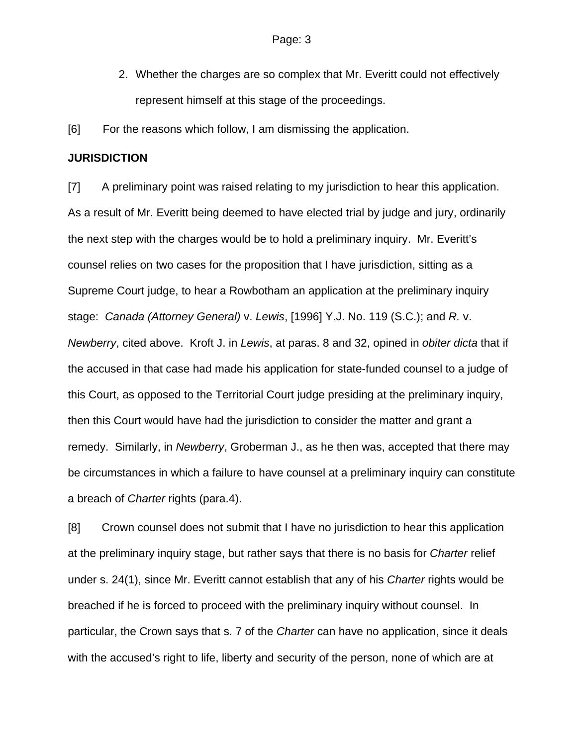2. Whether the charges are so complex that Mr. Everitt could not effectively represent himself at this stage of the proceedings.

[6] For the reasons which follow, I am dismissing the application.

**JURISDICTION**

[7] A preliminary point was raised relating to my jurisdiction to hear this application. As a result of Mr. Everitt being deemed to have elected trial by judge and jury, ordinarily the next step with the charges would be to hold a preliminary inquiry. Mr. Everitt's counsel relies on two cases for the proposition that I have jurisdiction, sitting as a Supreme Court judge, to hear a Rowbotham an application at the preliminary inquiry stage: *Canada (Attorney General)* v. *Lewis*, [1996] Y.J. No. 119 (S.C.); and *R.* v. *Newberry*, cited above. Kroft J. in *Lewis*, at paras. 8 and 32, opined in *obiter dicta* that if the accused in that case had made his application for state-funded counsel to a judge of this Court, as opposed to the Territorial Court judge presiding at the preliminary inquiry, then this Court would have had the jurisdiction to consider the matter and grant a remedy. Similarly, in *Newberry*, Groberman J., as he then was, accepted that there may be circumstances in which a failure to have counsel at a preliminary inquiry can constitute a breach of *Charter* rights (para.4).

[8] Crown counsel does not submit that I have no jurisdiction to hear this application at the preliminary inquiry stage, but rather says that there is no basis for *Charter* relief under s. 24(1), since Mr. Everitt cannot establish that any of his *Charter* rights would be breached if he is forced to proceed with the preliminary inquiry without counsel. In particular, the Crown says that s. 7 of the *Charter* can have no application, since it deals with the accused's right to life, liberty and security of the person, none of which are at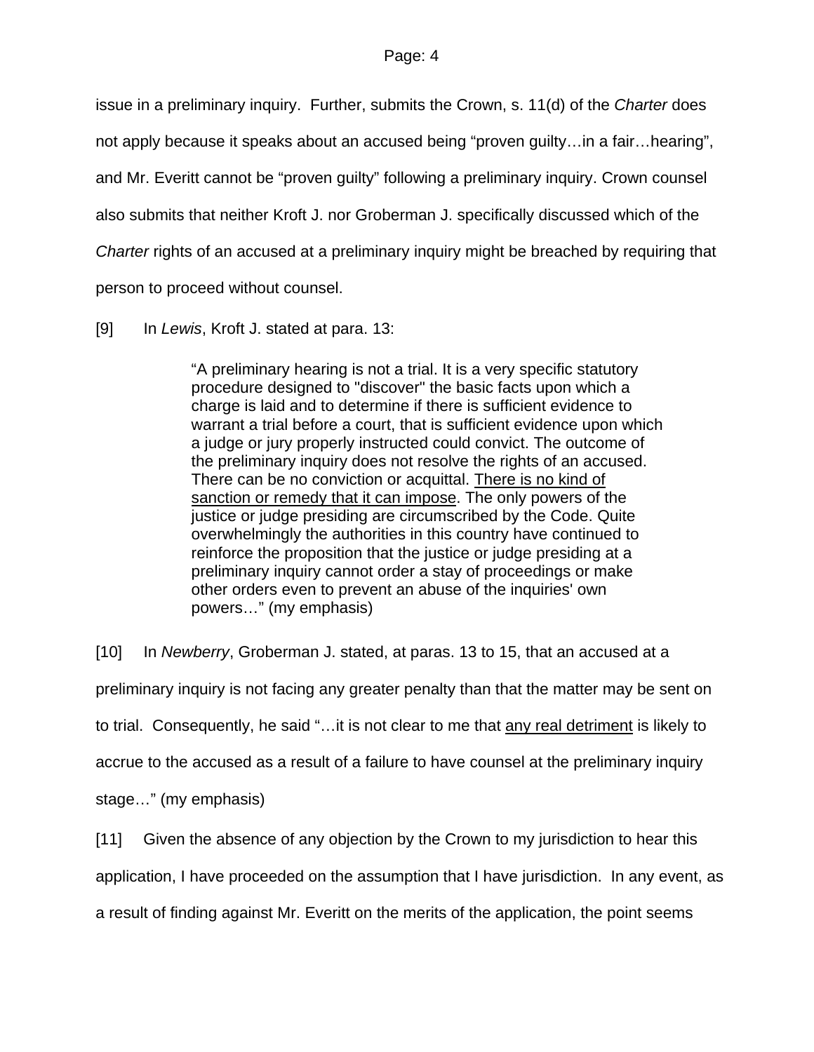issue in a preliminary inquiry. Further, submits the Crown, s. 11(d) of the *Charter* does not apply because it speaks about an accused being "proven guilty…in a fair…hearing", and Mr. Everitt cannot be "proven guilty" following a preliminary inquiry. Crown counsel also submits that neither Kroft J. nor Groberman J. specifically discussed which of the *Charter* rights of an accused at a preliminary inquiry might be breached by requiring that person to proceed without counsel.

[9] In *Lewis*, Kroft J. stated at para. 13:

> "A preliminary hearing is not a trial. It is a very specific statutory procedure designed to "discover" the basic facts upon which a charge is laid and to determine if there is sufficient evidence to warrant a trial before a court, that is sufficient evidence upon which a judge or jury properly instructed could convict. The outcome of the preliminary inquiry does not resolve the rights of an accused. There can be no conviction or acquittal. <u>There is no kind of sanction or remedy that it can impose</u>. The only powers of the justice or judge presiding are circumscribed by the Code. Quite overwhelmingly the authorities in this country have continued to reinforce the proposition that the justice or judge presiding at a preliminary inquiry cannot order a stay of proceedings or make other orders even to prevent an abuse of the inquiries' own powers…" (my emphasis)

[10] In *Newberry*, Groberman J. stated, at paras. 13 to 15, that an accused at a preliminary inquiry is not facing any greater penalty than that the matter may be sent on to trial. Consequently, he said "…it is not clear to me that <u>any real detriment</u> is likely to accrue to the accused as a result of a failure to have counsel at the preliminary inquiry stage…" (my emphasis)

[11] Given the absence of any objection by the Crown to my jurisdiction to hear this application, I have proceeded on the assumption that I have jurisdiction. In any event, as a result of finding against Mr. Everitt on the merits of the application, the point seems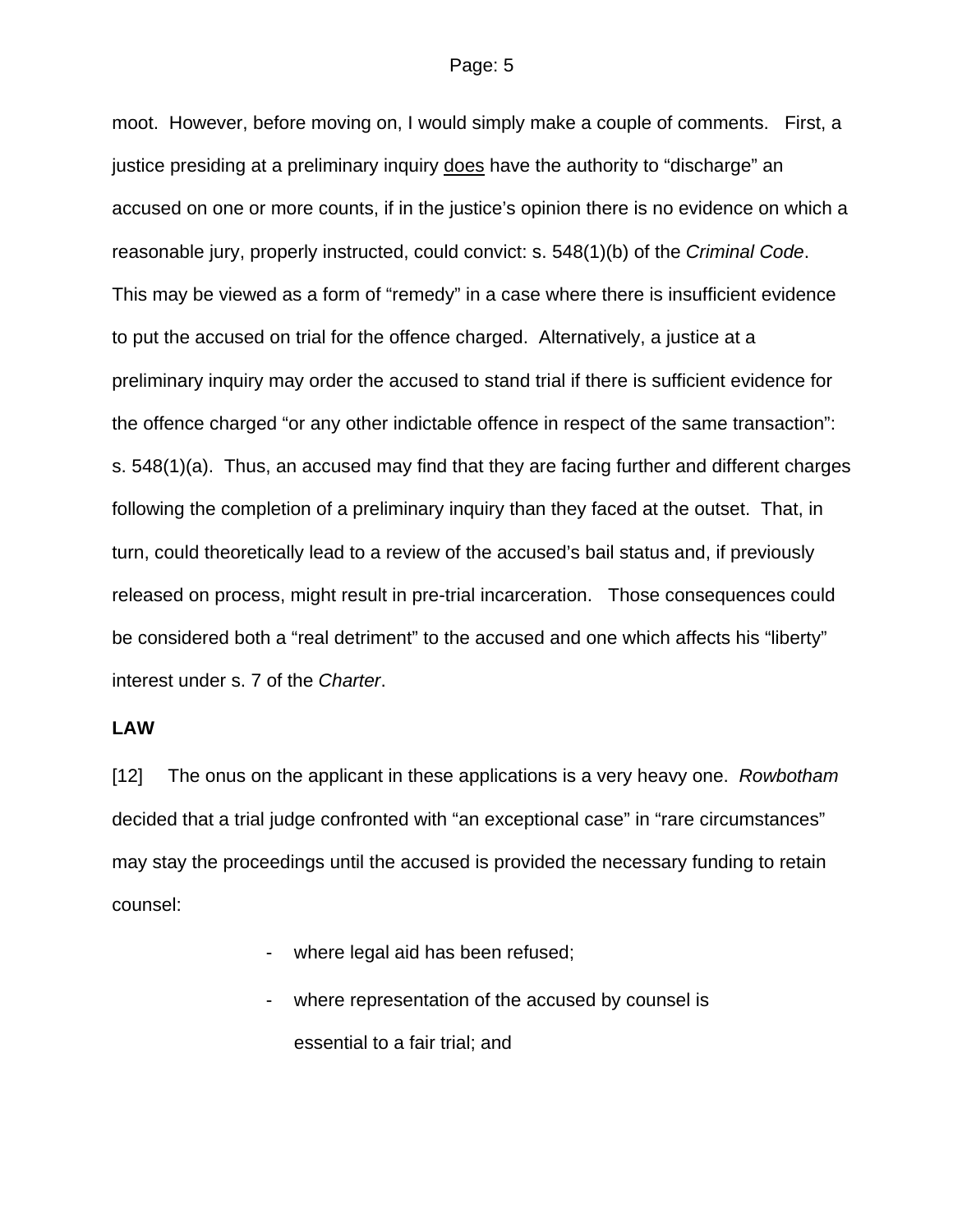moot. However, before moving on, I would simply make a couple of comments. First, a justice presiding at a preliminary inquiry <u>does</u> have the authority to "discharge" an accused on one or more counts, if in the justice's opinion there is no evidence on which a reasonable jury, properly instructed, could convict: s. 548(1)(b) of the *Criminal Code*. This may be viewed as a form of "remedy" in a case where there is insufficient evidence to put the accused on trial for the offence charged. Alternatively, a justice at a preliminary inquiry may order the accused to stand trial if there is sufficient evidence for the offence charged "or any other indictable offence in respect of the same transaction": s. 548(1)(a). Thus, an accused may find that they are facing further and different charges following the completion of a preliminary inquiry than they faced at the outset. That, in turn, could theoretically lead to a review of the accused's bail status and, if previously released on process, might result in pre-trial incarceration. Those consequences could be considered both a "real detriment" to the accused and one which affects his "liberty" interest under s. 7 of the *Charter*.

**LAW**

[12] The onus on the applicant in these applications is a very heavy one. *Rowbotham* decided that a trial judge confronted with "an exceptional case" in "rare circumstances" may stay the proceedings until the accused is provided the necessary funding to retain counsel:

- where legal aid has been refused;
- where representation of the accused by counsel is essential to a fair trial; and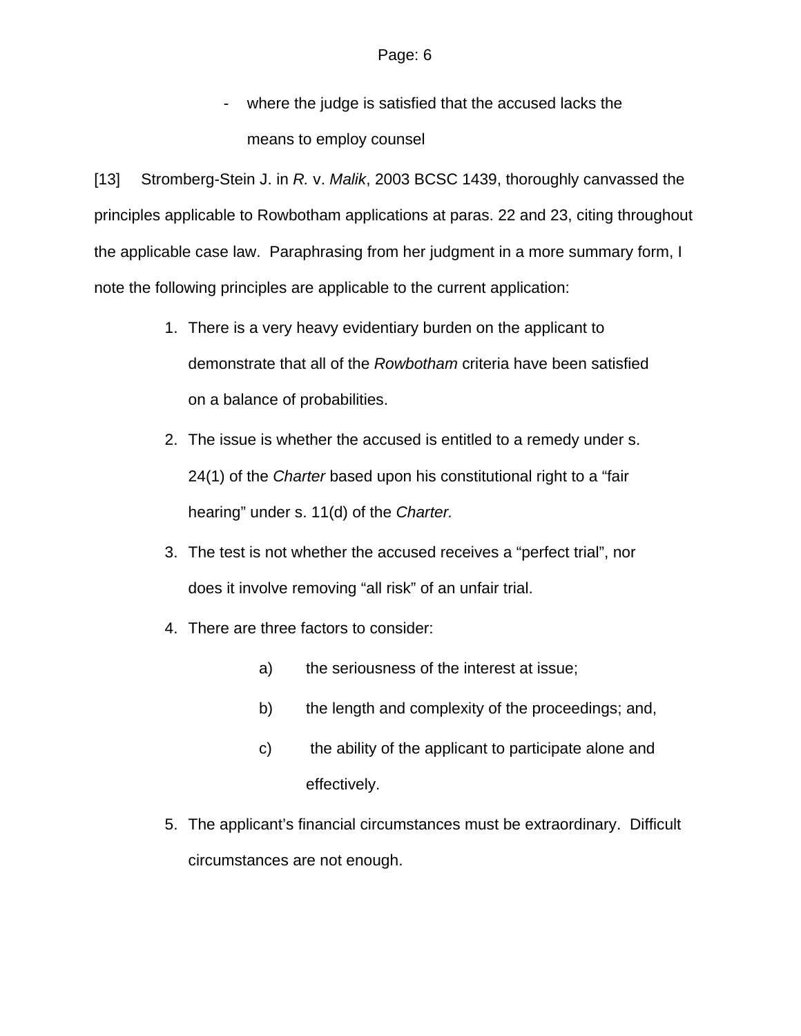- where the judge is satisfied that the accused lacks the means to employ counsel

[13] Stromberg-Stein J. in *R.* v. *Malik*, 2003 BCSC 1439, thoroughly canvassed the principles applicable to Rowbotham applications at paras. 22 and 23, citing throughout the applicable case law. Paraphrasing from her judgment in a more summary form, I note the following principles are applicable to the current application:

1. There is a very heavy evidentiary burden on the applicant to demonstrate that all of the *Rowbotham* criteria have been satisfied on a balance of probabilities.
2. The issue is whether the accused is entitled to a remedy under s. 24(1) of the *Charter* based upon his constitutional right to a "fair hearing" under s. 11(d) of the *Charter.*
3. The test is not whether the accused receives a "perfect trial", nor does it involve removing "all risk" of an unfair trial.
4. There are three factors to consider:

    a) the seriousness of the interest at issue;

    b) the length and complexity of the proceedings; and,

    c) the ability of the applicant to participate alone and effectively.

5. The applicant's financial circumstances must be extraordinary. Difficult circumstances are not enough.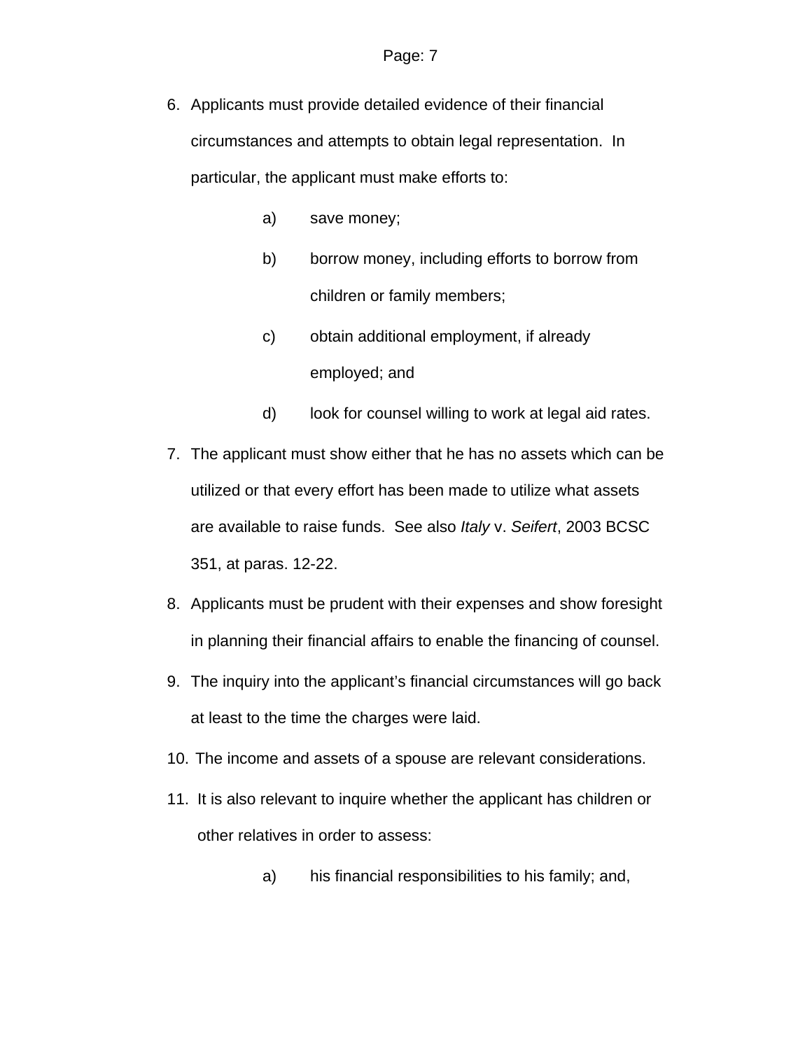6. Applicants must provide detailed evidence of their financial circumstances and attempts to obtain legal representation. In particular, the applicant must make efforts to:

   a) save money;

   b) borrow money, including efforts to borrow from children or family members;

   c) obtain additional employment, if already employed; and

   d) look for counsel willing to work at legal aid rates.

7. The applicant must show either that he has no assets which can be utilized or that every effort has been made to utilize what assets are available to raise funds. See also *Italy* v. *Seifert*, 2003 BCSC 351, at paras. 12-22.

8. Applicants must be prudent with their expenses and show foresight in planning their financial affairs to enable the financing of counsel.

9. The inquiry into the applicant's financial circumstances will go back at least to the time the charges were laid.

10. The income and assets of a spouse are relevant considerations.

11. It is also relevant to inquire whether the applicant has children or other relatives in order to assess:

    a) his financial responsibilities to his family; and,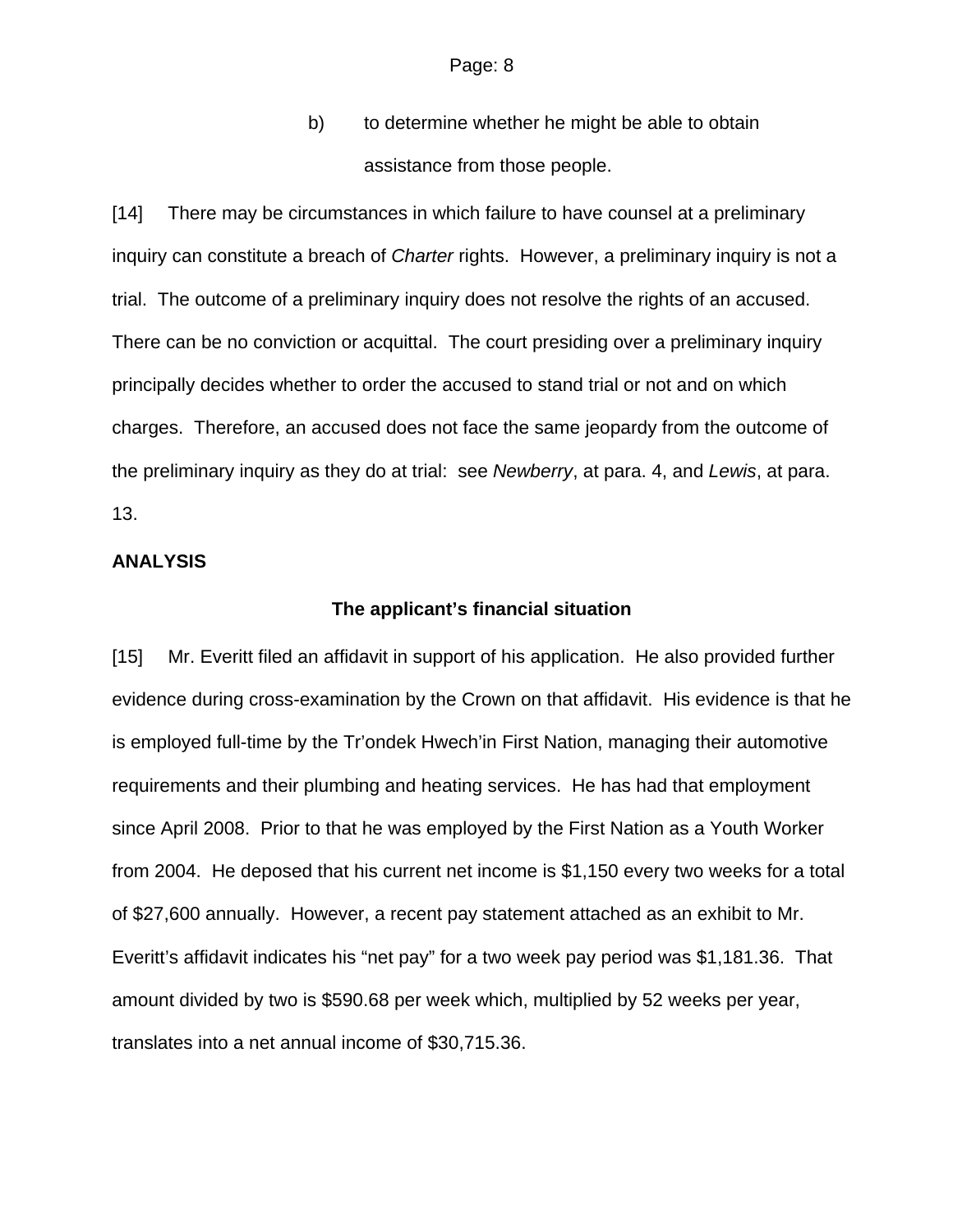b) to determine whether he might be able to obtain assistance from those people.

[14] There may be circumstances in which failure to have counsel at a preliminary inquiry can constitute a breach of *Charter* rights. However, a preliminary inquiry is not a trial. The outcome of a preliminary inquiry does not resolve the rights of an accused. There can be no conviction or acquittal. The court presiding over a preliminary inquiry principally decides whether to order the accused to stand trial or not and on which charges. Therefore, an accused does not face the same jeopardy from the outcome of the preliminary inquiry as they do at trial: see *Newberry*, at para. 4, and *Lewis*, at para. 13.

## ANALYSIS

### The applicant's financial situation

[15] Mr. Everitt filed an affidavit in support of his application. He also provided further evidence during cross-examination by the Crown on that affidavit. His evidence is that he is employed full-time by the Tr'ondek Hwech'in First Nation, managing their automotive requirements and their plumbing and heating services. He has had that employment since April 2008. Prior to that he was employed by the First Nation as a Youth Worker from 2004. He deposed that his current net income is $1,150 every two weeks for a total of $27,600 annually. However, a recent pay statement attached as an exhibit to Mr. Everitt's affidavit indicates his "net pay" for a two week pay period was $1,181.36. That amount divided by two is $590.68 per week which, multiplied by 52 weeks per year, translates into a net annual income of $30,715.36.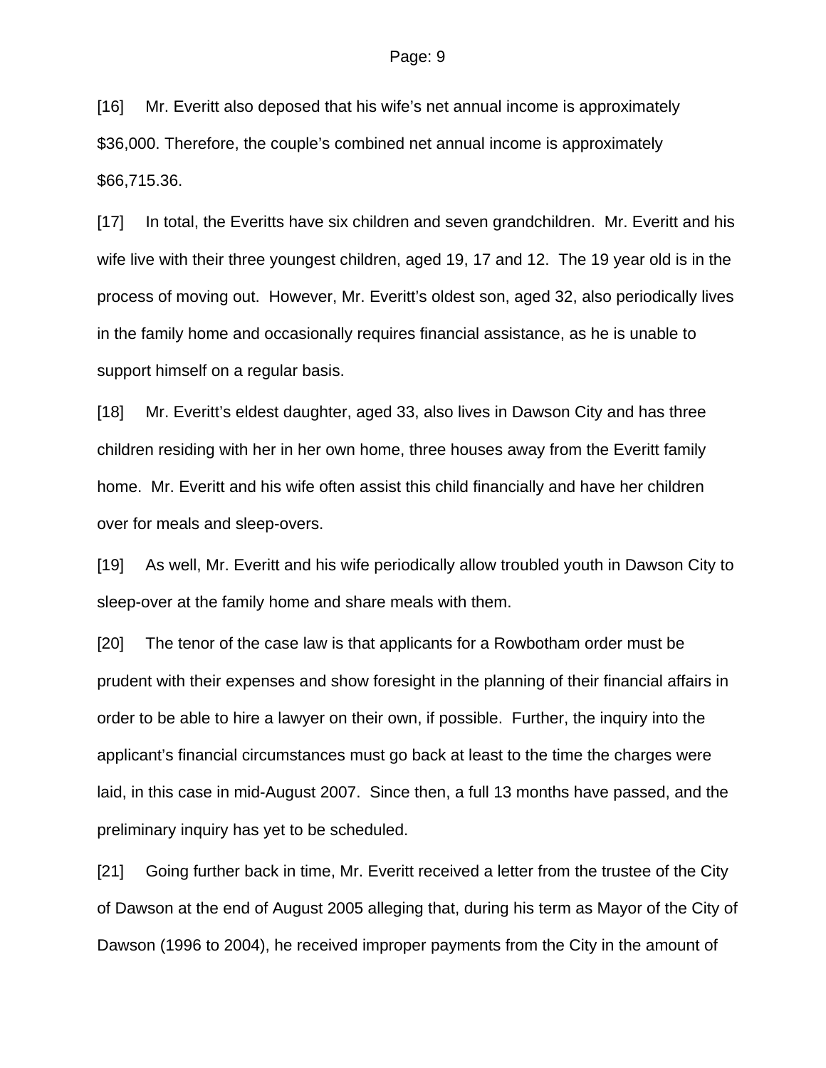[16] Mr. Everitt also deposed that his wife's net annual income is approximately $36,000. Therefore, the couple's combined net annual income is approximately $66,715.36.

[17] In total, the Everitts have six children and seven grandchildren. Mr. Everitt and his wife live with their three youngest children, aged 19, 17 and 12. The 19 year old is in the process of moving out. However, Mr. Everitt's oldest son, aged 32, also periodically lives in the family home and occasionally requires financial assistance, as he is unable to support himself on a regular basis.

[18] Mr. Everitt's eldest daughter, aged 33, also lives in Dawson City and has three children residing with her in her own home, three houses away from the Everitt family home. Mr. Everitt and his wife often assist this child financially and have her children over for meals and sleep-overs.

[19] As well, Mr. Everitt and his wife periodically allow troubled youth in Dawson City to sleep-over at the family home and share meals with them.

[20] The tenor of the case law is that applicants for a Rowbotham order must be prudent with their expenses and show foresight in the planning of their financial affairs in order to be able to hire a lawyer on their own, if possible. Further, the inquiry into the applicant's financial circumstances must go back at least to the time the charges were laid, in this case in mid-August 2007. Since then, a full 13 months have passed, and the preliminary inquiry has yet to be scheduled.

[21] Going further back in time, Mr. Everitt received a letter from the trustee of the City of Dawson at the end of August 2005 alleging that, during his term as Mayor of the City of Dawson (1996 to 2004), he received improper payments from the City in the amount of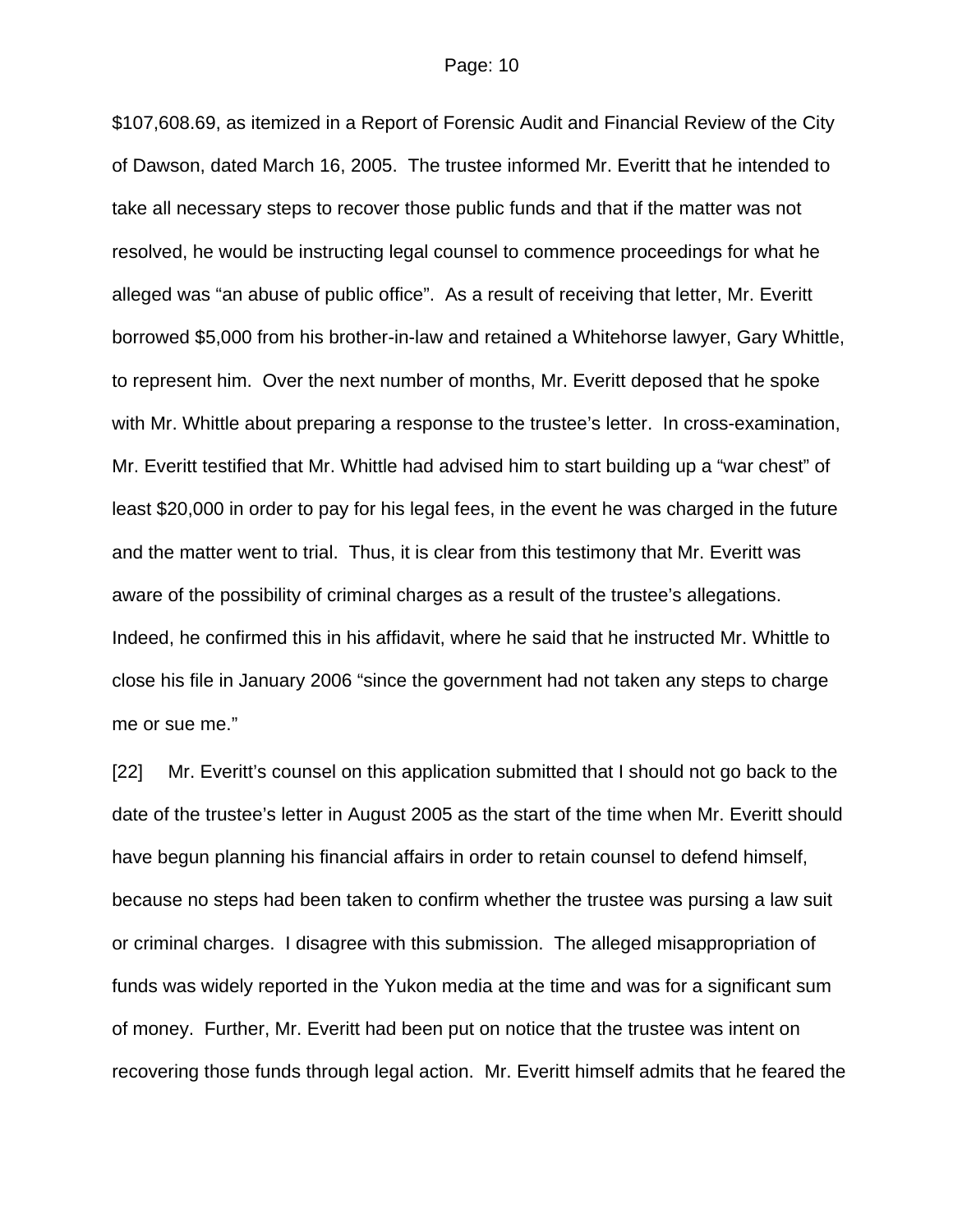$107,608.69, as itemized in a Report of Forensic Audit and Financial Review of the City of Dawson, dated March 16, 2005. The trustee informed Mr. Everitt that he intended to take all necessary steps to recover those public funds and that if the matter was not resolved, he would be instructing legal counsel to commence proceedings for what he alleged was "an abuse of public office". As a result of receiving that letter, Mr. Everitt borrowed $5,000 from his brother-in-law and retained a Whitehorse lawyer, Gary Whittle, to represent him. Over the next number of months, Mr. Everitt deposed that he spoke with Mr. Whittle about preparing a response to the trustee's letter. In cross-examination, Mr. Everitt testified that Mr. Whittle had advised him to start building up a "war chest" of least $20,000 in order to pay for his legal fees, in the event he was charged in the future and the matter went to trial. Thus, it is clear from this testimony that Mr. Everitt was aware of the possibility of criminal charges as a result of the trustee's allegations. Indeed, he confirmed this in his affidavit, where he said that he instructed Mr. Whittle to close his file in January 2006 "since the government had not taken any steps to charge me or sue me."

[22] Mr. Everitt's counsel on this application submitted that I should not go back to the date of the trustee's letter in August 2005 as the start of the time when Mr. Everitt should have begun planning his financial affairs in order to retain counsel to defend himself, because no steps had been taken to confirm whether the trustee was pursing a law suit or criminal charges. I disagree with this submission. The alleged misappropriation of funds was widely reported in the Yukon media at the time and was for a significant sum of money. Further, Mr. Everitt had been put on notice that the trustee was intent on recovering those funds through legal action. Mr. Everitt himself admits that he feared the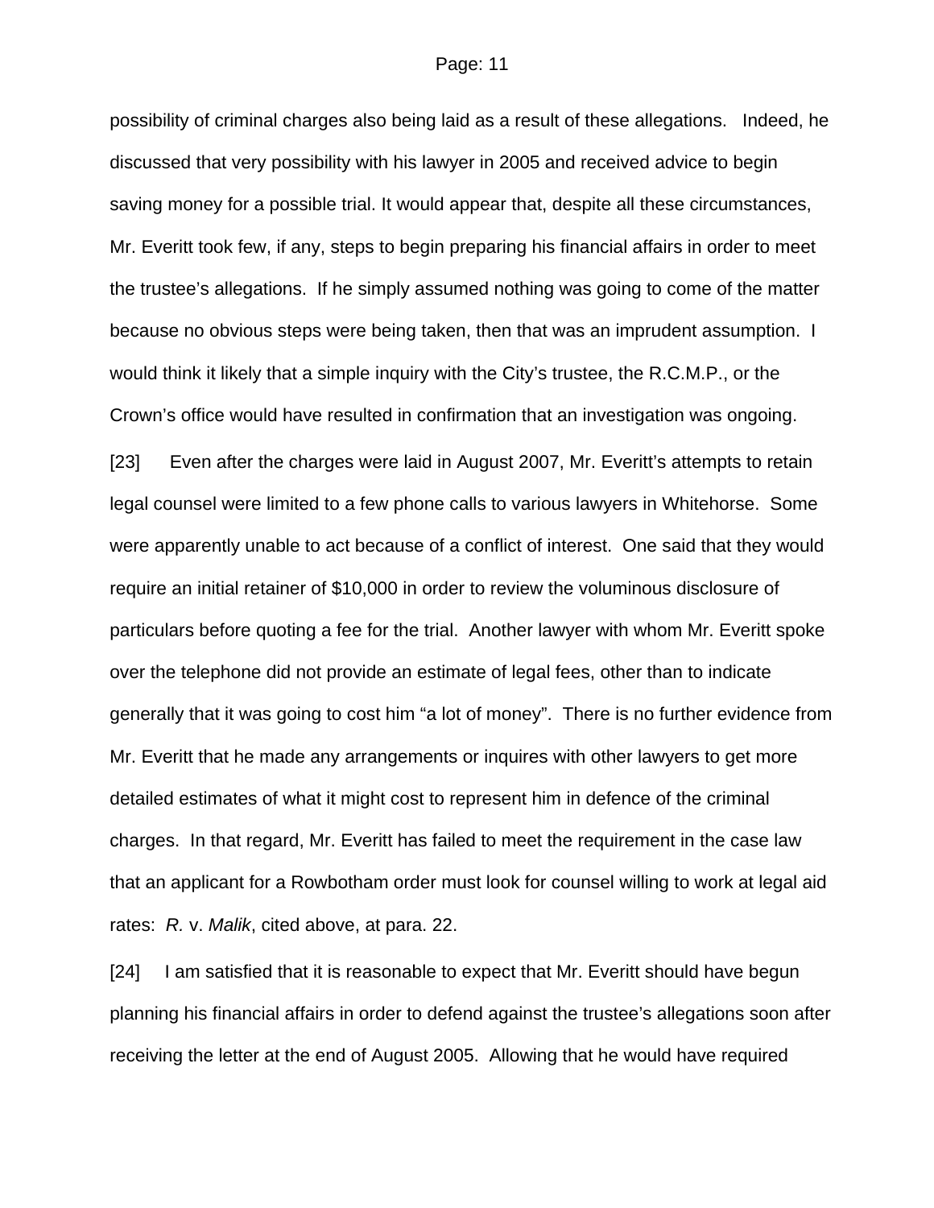possibility of criminal charges also being laid as a result of these allegations. Indeed, he discussed that very possibility with his lawyer in 2005 and received advice to begin saving money for a possible trial. It would appear that, despite all these circumstances, Mr. Everitt took few, if any, steps to begin preparing his financial affairs in order to meet the trustee's allegations. If he simply assumed nothing was going to come of the matter because no obvious steps were being taken, then that was an imprudent assumption. I would think it likely that a simple inquiry with the City's trustee, the R.C.M.P., or the Crown's office would have resulted in confirmation that an investigation was ongoing.

[23] Even after the charges were laid in August 2007, Mr. Everitt's attempts to retain legal counsel were limited to a few phone calls to various lawyers in Whitehorse. Some were apparently unable to act because of a conflict of interest. One said that they would require an initial retainer of $10,000 in order to review the voluminous disclosure of particulars before quoting a fee for the trial. Another lawyer with whom Mr. Everitt spoke over the telephone did not provide an estimate of legal fees, other than to indicate generally that it was going to cost him "a lot of money". There is no further evidence from Mr. Everitt that he made any arrangements or inquires with other lawyers to get more detailed estimates of what it might cost to represent him in defence of the criminal charges. In that regard, Mr. Everitt has failed to meet the requirement in the case law that an applicant for a Rowbotham order must look for counsel willing to work at legal aid rates: *R.* v. *Malik*, cited above, at para. 22.

[24] I am satisfied that it is reasonable to expect that Mr. Everitt should have begun planning his financial affairs in order to defend against the trustee's allegations soon after receiving the letter at the end of August 2005. Allowing that he would have required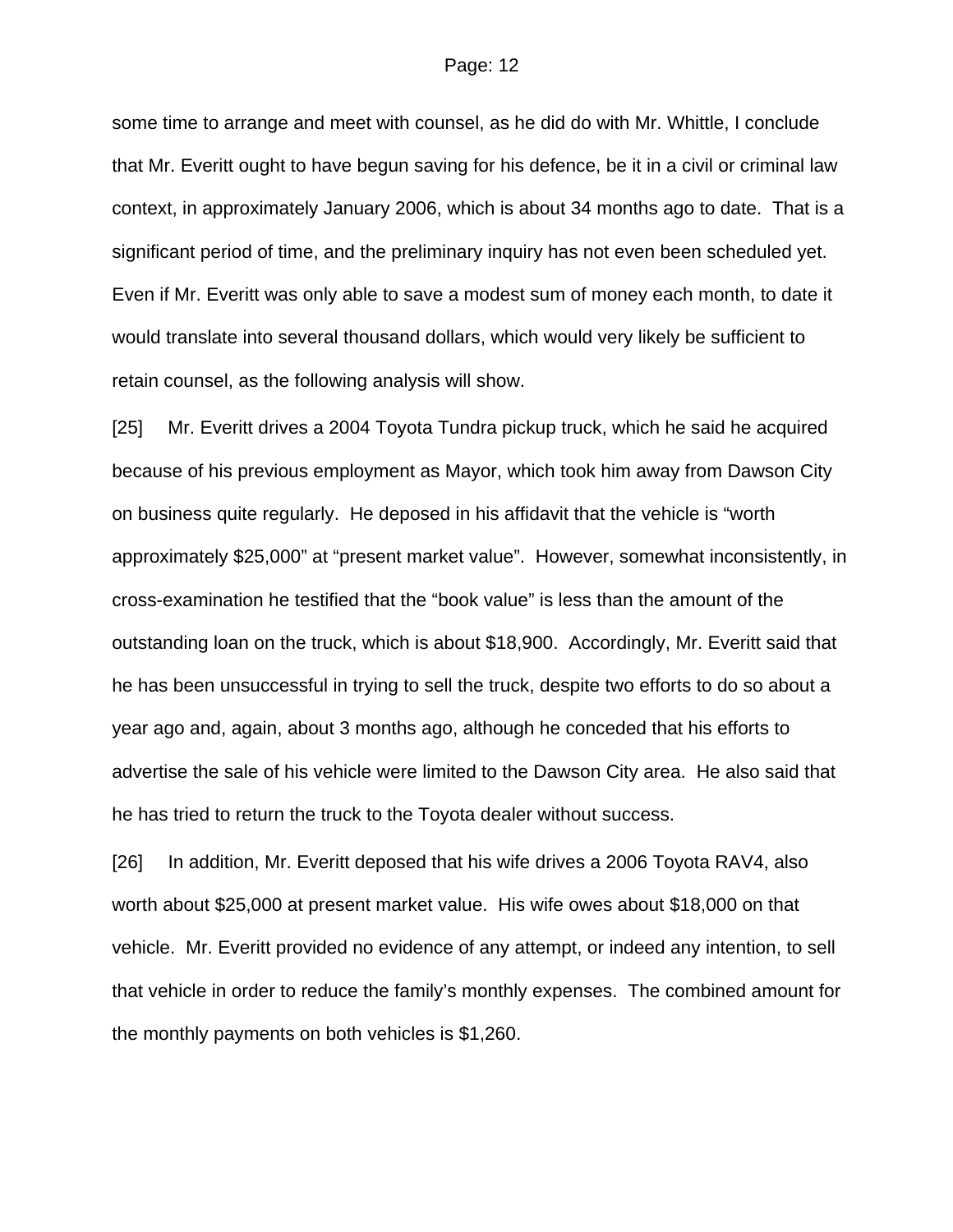some time to arrange and meet with counsel, as he did do with Mr. Whittle, I conclude that Mr. Everitt ought to have begun saving for his defence, be it in a civil or criminal law context, in approximately January 2006, which is about 34 months ago to date. That is a significant period of time, and the preliminary inquiry has not even been scheduled yet. Even if Mr. Everitt was only able to save a modest sum of money each month, to date it would translate into several thousand dollars, which would very likely be sufficient to retain counsel, as the following analysis will show.

[25] Mr. Everitt drives a 2004 Toyota Tundra pickup truck, which he said he acquired because of his previous employment as Mayor, which took him away from Dawson City on business quite regularly. He deposed in his affidavit that the vehicle is "worth approximately $25,000" at "present market value". However, somewhat inconsistently, in cross-examination he testified that the "book value" is less than the amount of the outstanding loan on the truck, which is about $18,900. Accordingly, Mr. Everitt said that he has been unsuccessful in trying to sell the truck, despite two efforts to do so about a year ago and, again, about 3 months ago, although he conceded that his efforts to advertise the sale of his vehicle were limited to the Dawson City area. He also said that he has tried to return the truck to the Toyota dealer without success.

[26] In addition, Mr. Everitt deposed that his wife drives a 2006 Toyota RAV4, also worth about $25,000 at present market value. His wife owes about $18,000 on that vehicle. Mr. Everitt provided no evidence of any attempt, or indeed any intention, to sell that vehicle in order to reduce the family's monthly expenses. The combined amount for the monthly payments on both vehicles is $1,260.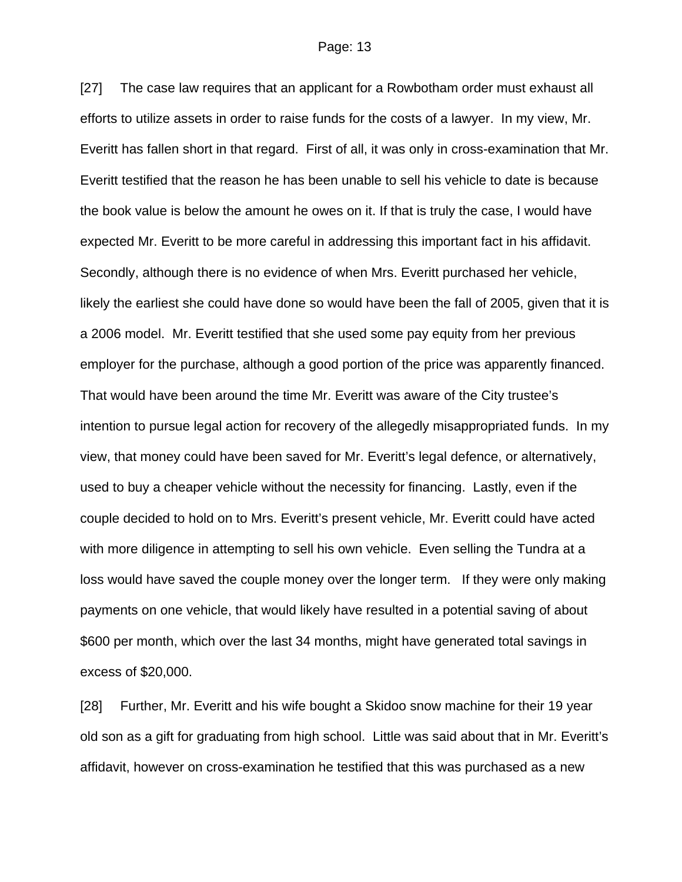[27] The case law requires that an applicant for a Rowbotham order must exhaust all efforts to utilize assets in order to raise funds for the costs of a lawyer. In my view, Mr. Everitt has fallen short in that regard. First of all, it was only in cross-examination that Mr. Everitt testified that the reason he has been unable to sell his vehicle to date is because the book value is below the amount he owes on it. If that is truly the case, I would have expected Mr. Everitt to be more careful in addressing this important fact in his affidavit. Secondly, although there is no evidence of when Mrs. Everitt purchased her vehicle, likely the earliest she could have done so would have been the fall of 2005, given that it is a 2006 model. Mr. Everitt testified that she used some pay equity from her previous employer for the purchase, although a good portion of the price was apparently financed. That would have been around the time Mr. Everitt was aware of the City trustee's intention to pursue legal action for recovery of the allegedly misappropriated funds. In my view, that money could have been saved for Mr. Everitt's legal defence, or alternatively, used to buy a cheaper vehicle without the necessity for financing. Lastly, even if the couple decided to hold on to Mrs. Everitt's present vehicle, Mr. Everitt could have acted with more diligence in attempting to sell his own vehicle. Even selling the Tundra at a loss would have saved the couple money over the longer term. If they were only making payments on one vehicle, that would likely have resulted in a potential saving of about $600 per month, which over the last 34 months, might have generated total savings in excess of $20,000.

[28] Further, Mr. Everitt and his wife bought a Skidoo snow machine for their 19 year old son as a gift for graduating from high school. Little was said about that in Mr. Everitt's affidavit, however on cross-examination he testified that this was purchased as a new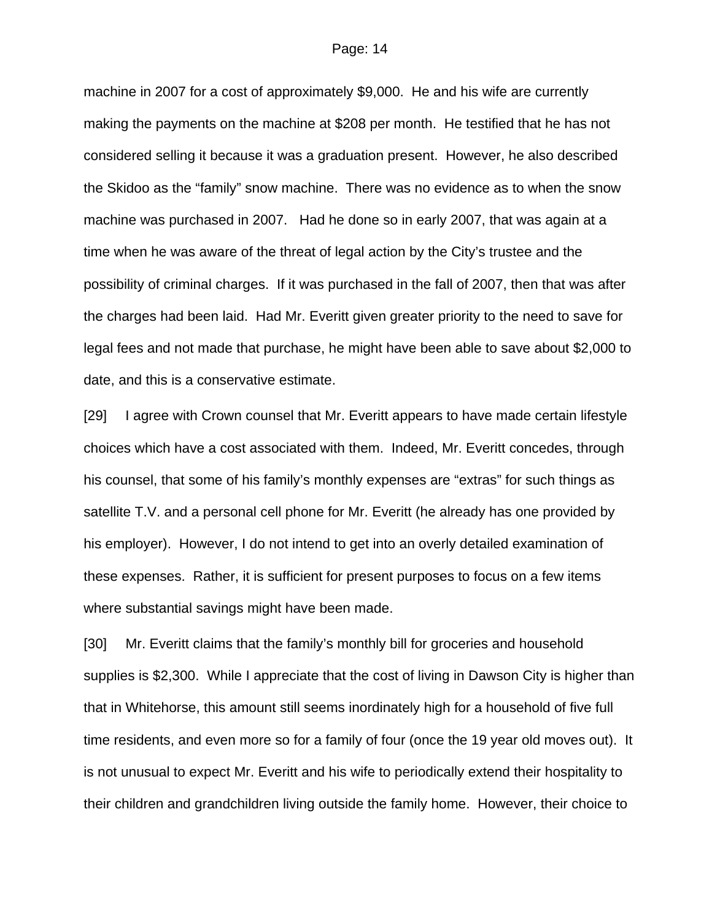machine in 2007 for a cost of approximately $9,000. He and his wife are currently making the payments on the machine at $208 per month. He testified that he has not considered selling it because it was a graduation present. However, he also described the Skidoo as the "family" snow machine. There was no evidence as to when the snow machine was purchased in 2007. Had he done so in early 2007, that was again at a time when he was aware of the threat of legal action by the City's trustee and the possibility of criminal charges. If it was purchased in the fall of 2007, then that was after the charges had been laid. Had Mr. Everitt given greater priority to the need to save for legal fees and not made that purchase, he might have been able to save about $2,000 to date, and this is a conservative estimate.

[29] I agree with Crown counsel that Mr. Everitt appears to have made certain lifestyle choices which have a cost associated with them. Indeed, Mr. Everitt concedes, through his counsel, that some of his family's monthly expenses are "extras" for such things as satellite T.V. and a personal cell phone for Mr. Everitt (he already has one provided by his employer). However, I do not intend to get into an overly detailed examination of these expenses. Rather, it is sufficient for present purposes to focus on a few items where substantial savings might have been made.

[30] Mr. Everitt claims that the family's monthly bill for groceries and household supplies is $2,300. While I appreciate that the cost of living in Dawson City is higher than that in Whitehorse, this amount still seems inordinately high for a household of five full time residents, and even more so for a family of four (once the 19 year old moves out). It is not unusual to expect Mr. Everitt and his wife to periodically extend their hospitality to their children and grandchildren living outside the family home. However, their choice to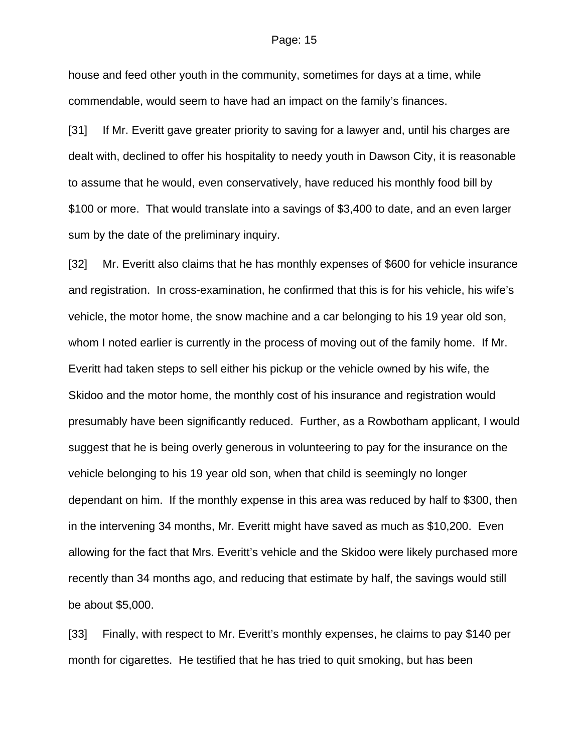house and feed other youth in the community, sometimes for days at a time, while commendable, would seem to have had an impact on the family's finances.

[31] If Mr. Everitt gave greater priority to saving for a lawyer and, until his charges are dealt with, declined to offer his hospitality to needy youth in Dawson City, it is reasonable to assume that he would, even conservatively, have reduced his monthly food bill by $100 or more. That would translate into a savings of $3,400 to date, and an even larger sum by the date of the preliminary inquiry.

[32] Mr. Everitt also claims that he has monthly expenses of $600 for vehicle insurance and registration. In cross-examination, he confirmed that this is for his vehicle, his wife's vehicle, the motor home, the snow machine and a car belonging to his 19 year old son, whom I noted earlier is currently in the process of moving out of the family home. If Mr. Everitt had taken steps to sell either his pickup or the vehicle owned by his wife, the Skidoo and the motor home, the monthly cost of his insurance and registration would presumably have been significantly reduced. Further, as a Rowbotham applicant, I would suggest that he is being overly generous in volunteering to pay for the insurance on the vehicle belonging to his 19 year old son, when that child is seemingly no longer dependant on him. If the monthly expense in this area was reduced by half to $300, then in the intervening 34 months, Mr. Everitt might have saved as much as $10,200. Even allowing for the fact that Mrs. Everitt's vehicle and the Skidoo were likely purchased more recently than 34 months ago, and reducing that estimate by half, the savings would still be about $5,000.

[33] Finally, with respect to Mr. Everitt's monthly expenses, he claims to pay $140 per month for cigarettes. He testified that he has tried to quit smoking, but has been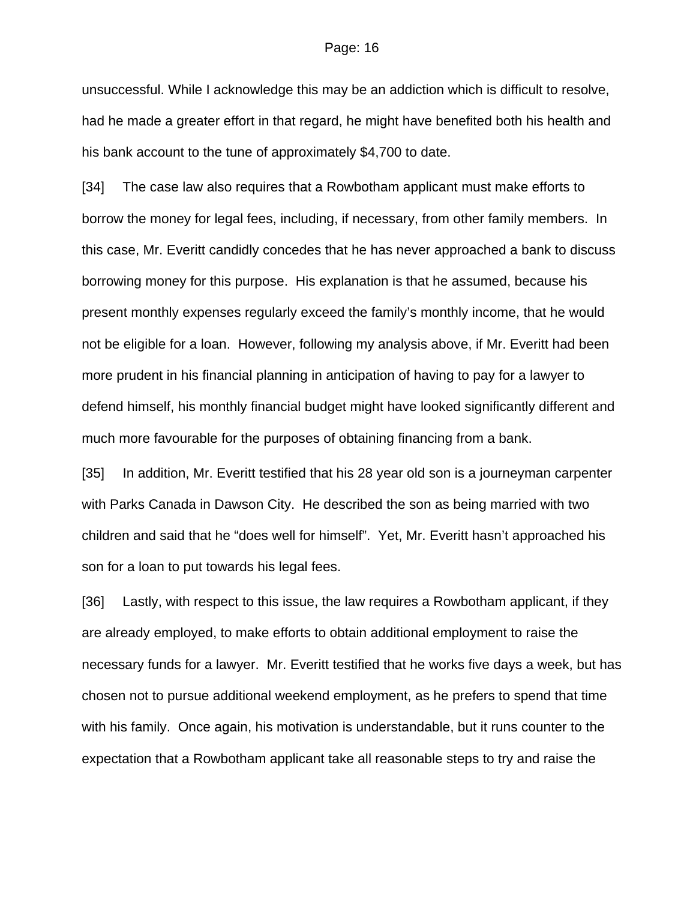unsuccessful. While I acknowledge this may be an addiction which is difficult to resolve, had he made a greater effort in that regard, he might have benefited both his health and his bank account to the tune of approximately $4,700 to date.

[34] The case law also requires that a Rowbotham applicant must make efforts to borrow the money for legal fees, including, if necessary, from other family members. In this case, Mr. Everitt candidly concedes that he has never approached a bank to discuss borrowing money for this purpose. His explanation is that he assumed, because his present monthly expenses regularly exceed the family's monthly income, that he would not be eligible for a loan. However, following my analysis above, if Mr. Everitt had been more prudent in his financial planning in anticipation of having to pay for a lawyer to defend himself, his monthly financial budget might have looked significantly different and much more favourable for the purposes of obtaining financing from a bank.

[35] In addition, Mr. Everitt testified that his 28 year old son is a journeyman carpenter with Parks Canada in Dawson City. He described the son as being married with two children and said that he "does well for himself". Yet, Mr. Everitt hasn't approached his son for a loan to put towards his legal fees.

[36] Lastly, with respect to this issue, the law requires a Rowbotham applicant, if they are already employed, to make efforts to obtain additional employment to raise the necessary funds for a lawyer. Mr. Everitt testified that he works five days a week, but has chosen not to pursue additional weekend employment, as he prefers to spend that time with his family. Once again, his motivation is understandable, but it runs counter to the expectation that a Rowbotham applicant take all reasonable steps to try and raise the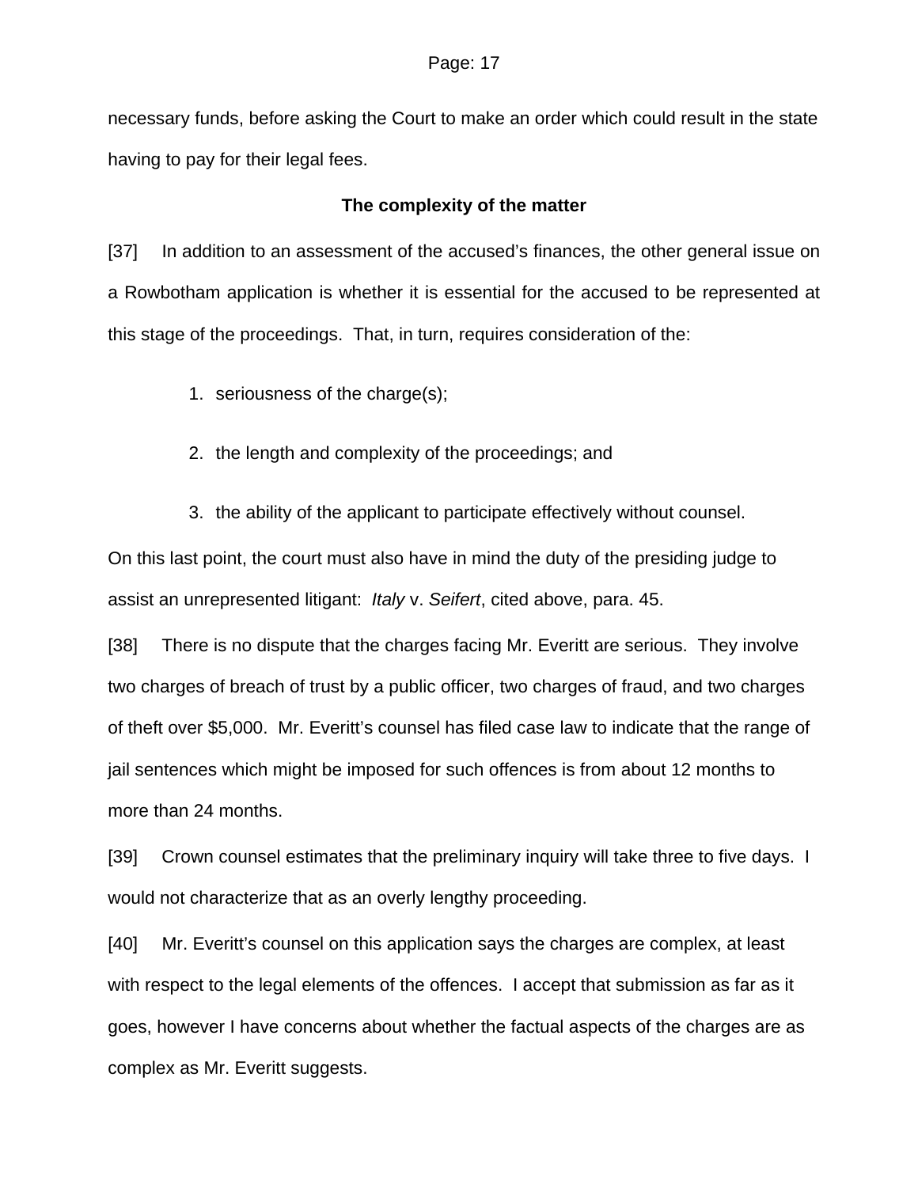necessary funds, before asking the Court to make an order which could result in the state having to pay for their legal fees.

### The complexity of the matter

[37] In addition to an assessment of the accused's finances, the other general issue on a Rowbotham application is whether it is essential for the accused to be represented at this stage of the proceedings. That, in turn, requires consideration of the:

1. seriousness of the charge(s);
2. the length and complexity of the proceedings; and
3. the ability of the applicant to participate effectively without counsel.

On this last point, the court must also have in mind the duty of the presiding judge to assist an unrepresented litigant: *Italy* v. *Seifert*, cited above, para. 45.

[38] There is no dispute that the charges facing Mr. Everitt are serious. They involve two charges of breach of trust by a public officer, two charges of fraud, and two charges of theft over $5,000. Mr. Everitt's counsel has filed case law to indicate that the range of jail sentences which might be imposed for such offences is from about 12 months to more than 24 months.

[39] Crown counsel estimates that the preliminary inquiry will take three to five days. I would not characterize that as an overly lengthy proceeding.

[40] Mr. Everitt's counsel on this application says the charges are complex, at least with respect to the legal elements of the offences. I accept that submission as far as it goes, however I have concerns about whether the factual aspects of the charges are as complex as Mr. Everitt suggests.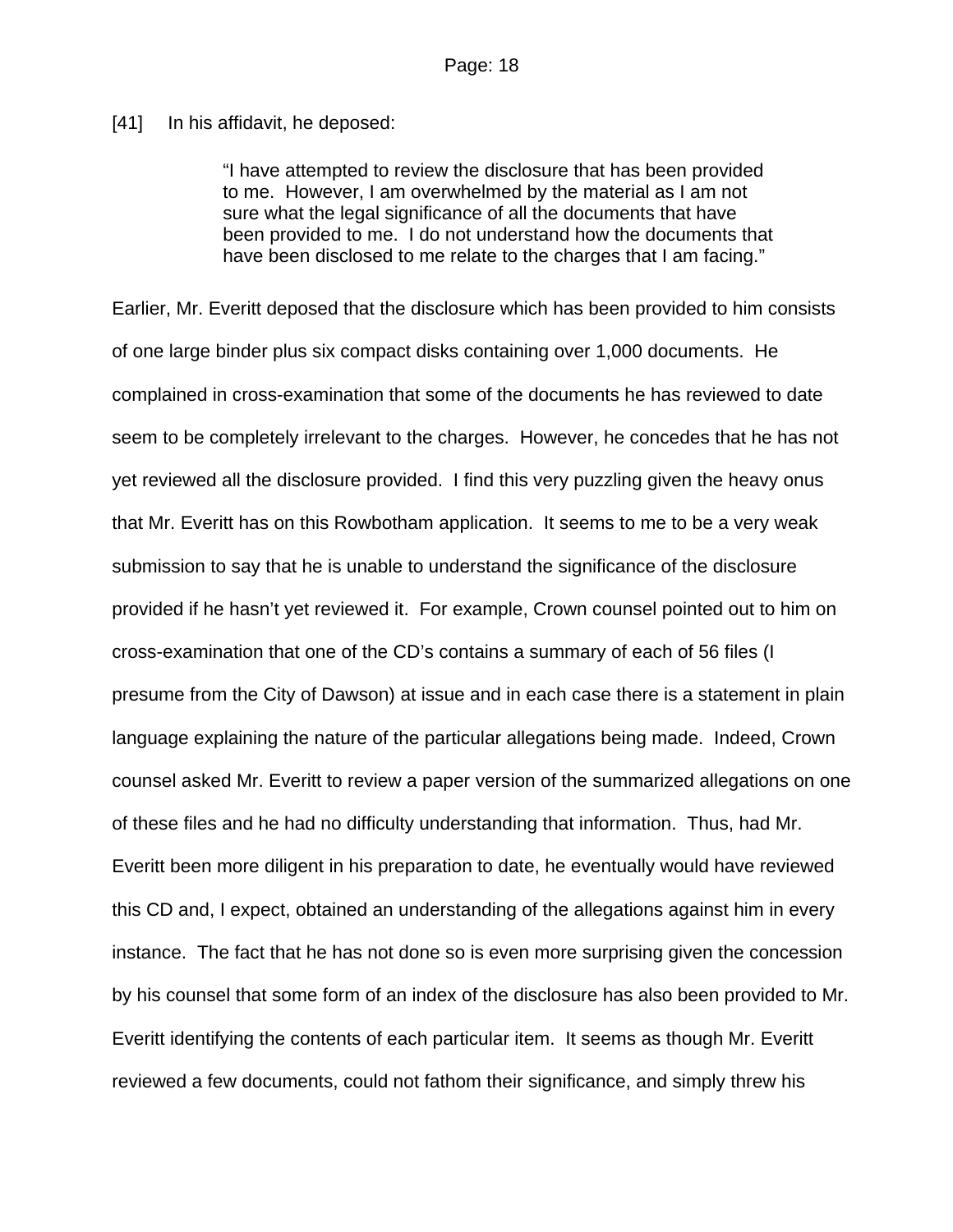[41] In his affidavit, he deposed:

> "I have attempted to review the disclosure that has been provided to me. However, I am overwhelmed by the material as I am not sure what the legal significance of all the documents that have been provided to me. I do not understand how the documents that have been disclosed to me relate to the charges that I am facing."

Earlier, Mr. Everitt deposed that the disclosure which has been provided to him consists of one large binder plus six compact disks containing over 1,000 documents. He complained in cross-examination that some of the documents he has reviewed to date seem to be completely irrelevant to the charges. However, he concedes that he has not yet reviewed all the disclosure provided. I find this very puzzling given the heavy onus that Mr. Everitt has on this Rowbotham application. It seems to me to be a very weak submission to say that he is unable to understand the significance of the disclosure provided if he hasn't yet reviewed it. For example, Crown counsel pointed out to him on cross-examination that one of the CD's contains a summary of each of 56 files (I presume from the City of Dawson) at issue and in each case there is a statement in plain language explaining the nature of the particular allegations being made. Indeed, Crown counsel asked Mr. Everitt to review a paper version of the summarized allegations on one of these files and he had no difficulty understanding that information. Thus, had Mr. Everitt been more diligent in his preparation to date, he eventually would have reviewed this CD and, I expect, obtained an understanding of the allegations against him in every instance. The fact that he has not done so is even more surprising given the concession by his counsel that some form of an index of the disclosure has also been provided to Mr. Everitt identifying the contents of each particular item. It seems as though Mr. Everitt reviewed a few documents, could not fathom their significance, and simply threw his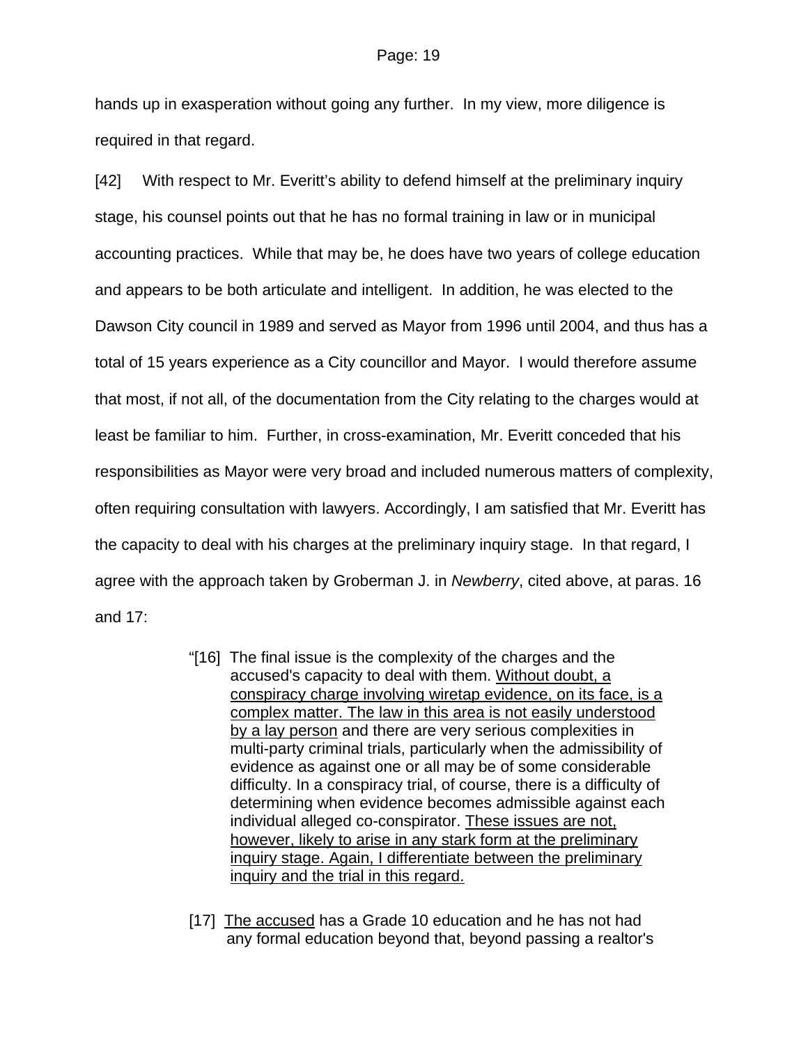hands up in exasperation without going any further. In my view, more diligence is required in that regard.

[42] With respect to Mr. Everitt's ability to defend himself at the preliminary inquiry stage, his counsel points out that he has no formal training in law or in municipal accounting practices. While that may be, he does have two years of college education and appears to be both articulate and intelligent. In addition, he was elected to the Dawson City council in 1989 and served as Mayor from 1996 until 2004, and thus has a total of 15 years experience as a City councillor and Mayor. I would therefore assume that most, if not all, of the documentation from the City relating to the charges would at least be familiar to him. Further, in cross-examination, Mr. Everitt conceded that his responsibilities as Mayor were very broad and included numerous matters of complexity, often requiring consultation with lawyers. Accordingly, I am satisfied that Mr. Everitt has the capacity to deal with his charges at the preliminary inquiry stage. In that regard, I agree with the approach taken by Groberman J. in *Newberry*, cited above, at paras. 16 and 17:

> "[16] The final issue is the complexity of the charges and the accused's capacity to deal with them. <u>Without doubt, a conspiracy charge involving wiretap evidence, on its face, is a complex matter. The law in this area is not easily understood by a lay person</u> and there are very serious complexities in multi-party criminal trials, particularly when the admissibility of evidence as against one or all may be of some considerable difficulty. In a conspiracy trial, of course, there is a difficulty of determining when evidence becomes admissible against each individual alleged co-conspirator. <u>These issues are not, however, likely to arise in any stark form at the preliminary inquiry stage. Again, I differentiate between the preliminary inquiry and the trial in this regard.</u>
>
> [17] <u>The accused</u> has a Grade 10 education and he has not had any formal education beyond that, beyond passing a realtor's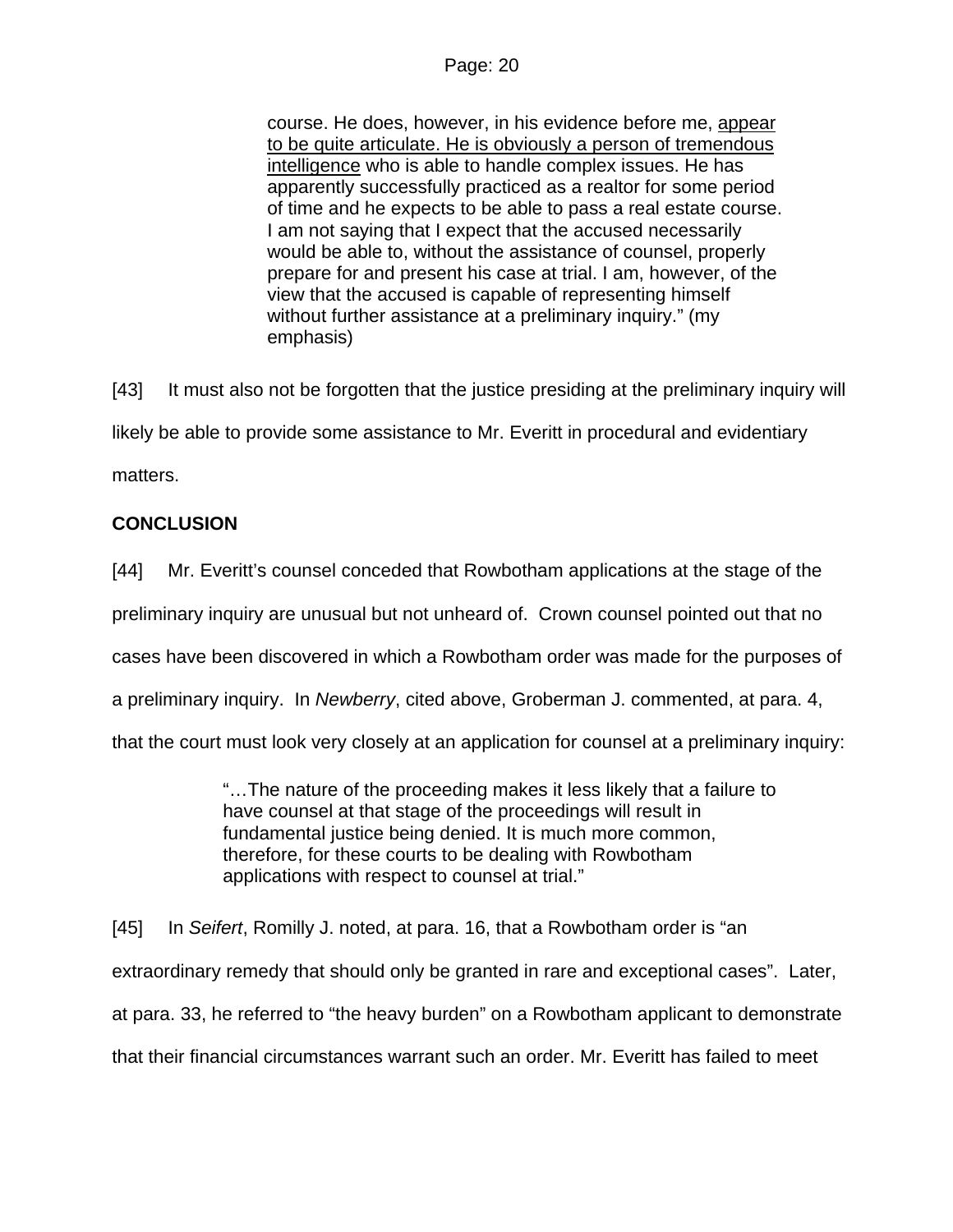> course. He does, however, in his evidence before me, <u>appear to be quite articulate. He is obviously a person of tremendous intelligence</u> who is able to handle complex issues. He has apparently successfully practiced as a realtor for some period of time and he expects to be able to pass a real estate course. I am not saying that I expect that the accused necessarily would be able to, without the assistance of counsel, properly prepare for and present his case at trial. I am, however, of the view that the accused is capable of representing himself without further assistance at a preliminary inquiry." (my emphasis)

[43] It must also not be forgotten that the justice presiding at the preliminary inquiry will likely be able to provide some assistance to Mr. Everitt in procedural and evidentiary matters.

**CONCLUSION**

[44] Mr. Everitt's counsel conceded that Rowbotham applications at the stage of the preliminary inquiry are unusual but not unheard of. Crown counsel pointed out that no cases have been discovered in which a Rowbotham order was made for the purposes of a preliminary inquiry. In *Newberry*, cited above, Groberman J. commented, at para. 4, that the court must look very closely at an application for counsel at a preliminary inquiry:

> "…The nature of the proceeding makes it less likely that a failure to have counsel at that stage of the proceedings will result in fundamental justice being denied. It is much more common, therefore, for these courts to be dealing with Rowbotham applications with respect to counsel at trial."

[45] In *Seifert*, Romilly J. noted, at para. 16, that a Rowbotham order is "an extraordinary remedy that should only be granted in rare and exceptional cases". Later, at para. 33, he referred to "the heavy burden" on a Rowbotham applicant to demonstrate that their financial circumstances warrant such an order. Mr. Everitt has failed to meet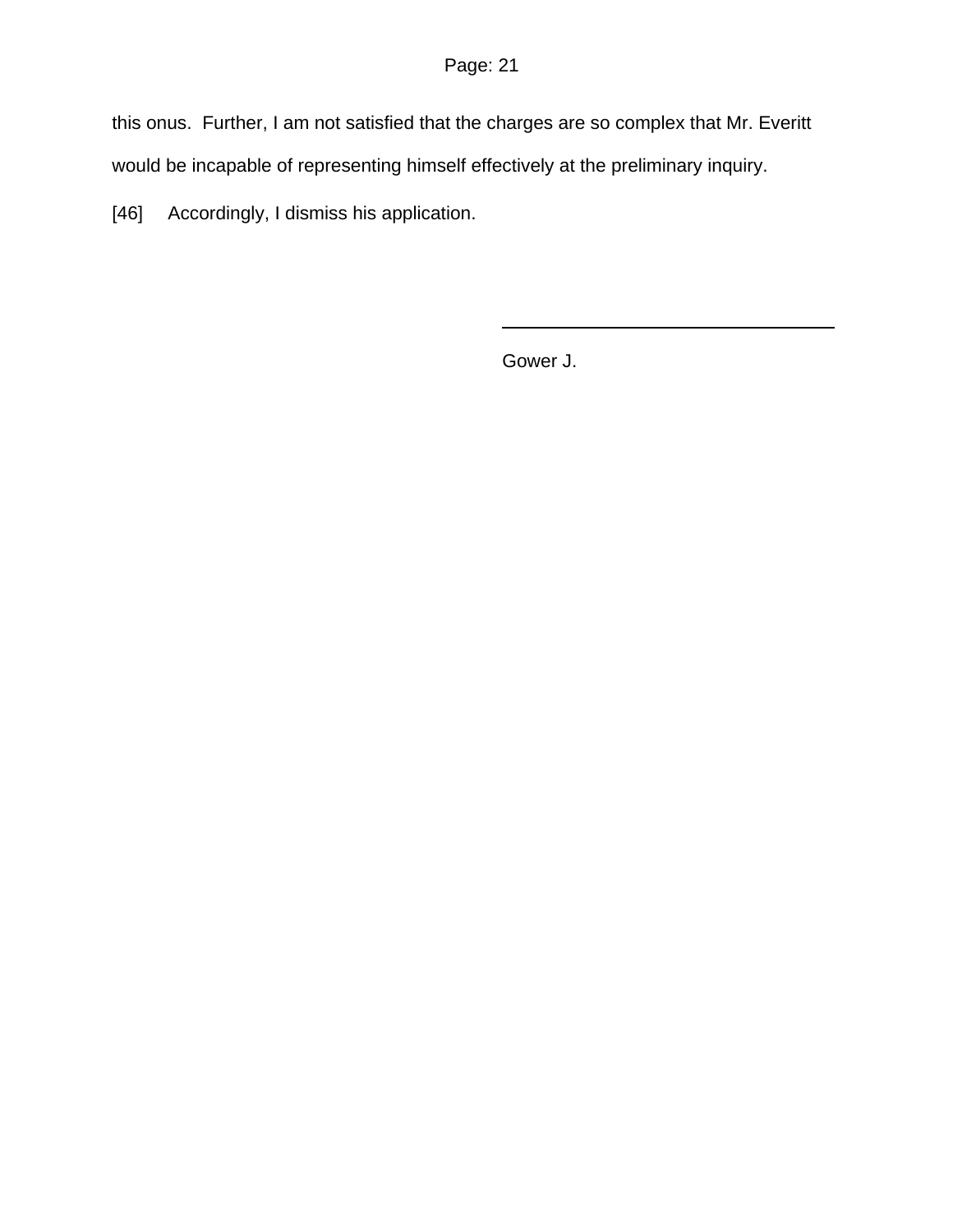this onus. Further, I am not satisfied that the charges are so complex that Mr. Everitt would be incapable of representing himself effectively at the preliminary inquiry.

[46] Accordingly, I dismiss his application.

Gower J.